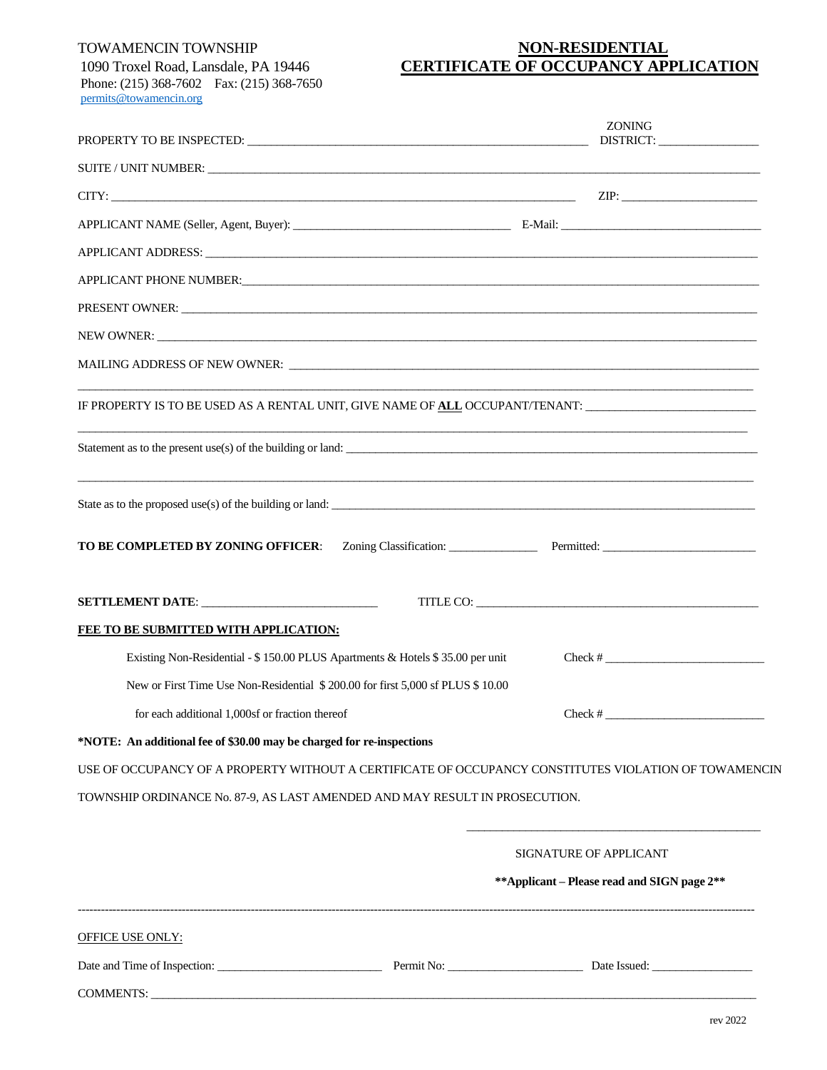TOWAMENCIN TOWNSHIP
1090 Troxel Road, Lansdale, PA 19446
Phone: (215) 368-7602 Fax: (215) 368-7650
permits@towamencin.org

# NON-RESIDENTIAL CERTIFICATE OF OCCUPANCY APPLICATION

PROPERTY TO BE INSPECTED: ____________________________ ZONING DISTRICT: ______________

SUITE / UNIT NUMBER: ____________________________

CITY: ____________________________ ZIP: ______________

APPLICANT NAME (Seller, Agent, Buyer): ____________________________ E-Mail: ______________

APPLICANT ADDRESS: ____________________________

APPLICANT PHONE NUMBER: ____________________________

PRESENT OWNER: ____________________________

NEW OWNER: ____________________________

MAILING ADDRESS OF NEW OWNER: ____________________________

____________________________

IF PROPERTY IS TO BE USED AS A RENTAL UNIT, GIVE NAME OF **ALL** OCCUPANT/TENANT: ______________

____________________________

Statement as to the present use(s) of the building or land: ____________________________

____________________________

State as to the proposed use(s) of the building or land: ____________________________

**TO BE COMPLETED BY ZONING OFFICER**: Zoning Classification: ______________ Permitted: ______________

**SETTLEMENT DATE**: ______________ TITLE CO: ______________

**FEE TO BE SUBMITTED WITH APPLICATION:**

Existing Non-Residential - $ 150.00 PLUS Apartments & Hotels $ 35.00 per unit Check # ______________

New or First Time Use Non-Residential $ 200.00 for first 5,000 sf PLUS $ 10.00 for each additional 1,000sf or fraction thereof Check # ______________

**\*NOTE: An additional fee of $30.00 may be charged for re-inspections**

USE OF OCCUPANCY OF A PROPERTY WITHOUT A CERTIFICATE OF OCCUPANCY CONSTITUTES VIOLATION OF TOWAMENCIN TOWNSHIP ORDINANCE No. 87-9, AS LAST AMENDED AND MAY RESULT IN PROSECUTION.

____________________________
SIGNATURE OF APPLICANT

**\*\*Applicant – Please read and SIGN page 2\*\***

---

OFFICE USE ONLY:

Date and Time of Inspection: ______________ Permit No: ______________ Date Issued: ______________

COMMENTS: ____________________________

rev 2022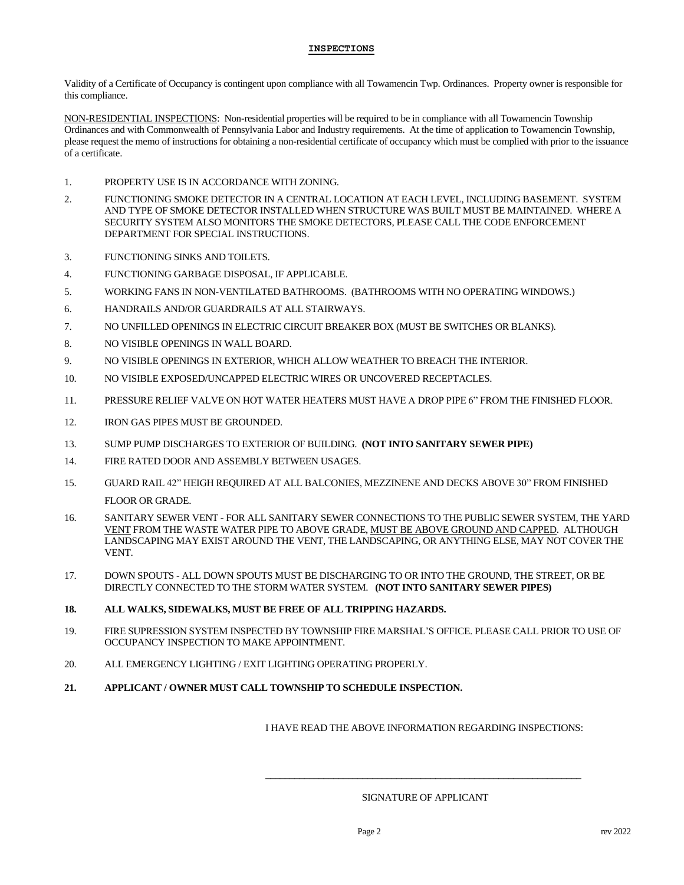## INSPECTIONS

Validity of a Certificate of Occupancy is contingent upon compliance with all Towamencin Twp. Ordinances. Property owner is responsible for this compliance.

NON-RESIDENTIAL INSPECTIONS: Non-residential properties will be required to be in compliance with all Towamencin Township Ordinances and with Commonwealth of Pennsylvania Labor and Industry requirements. At the time of application to Towamencin Township, please request the memo of instructions for obtaining a non-residential certificate of occupancy which must be complied with prior to the issuance of a certificate.

1. PROPERTY USE IS IN ACCORDANCE WITH ZONING.
2. FUNCTIONING SMOKE DETECTOR IN A CENTRAL LOCATION AT EACH LEVEL, INCLUDING BASEMENT. SYSTEM AND TYPE OF SMOKE DETECTOR INSTALLED WHEN STRUCTURE WAS BUILT MUST BE MAINTAINED. WHERE A SECURITY SYSTEM ALSO MONITORS THE SMOKE DETECTORS, PLEASE CALL THE CODE ENFORCEMENT DEPARTMENT FOR SPECIAL INSTRUCTIONS.
3. FUNCTIONING SINKS AND TOILETS.
4. FUNCTIONING GARBAGE DISPOSAL, IF APPLICABLE.
5. WORKING FANS IN NON-VENTILATED BATHROOMS. (BATHROOMS WITH NO OPERATING WINDOWS.)
6. HANDRAILS AND/OR GUARDRAILS AT ALL STAIRWAYS.
7. NO UNFILLED OPENINGS IN ELECTRIC CIRCUIT BREAKER BOX (MUST BE SWITCHES OR BLANKS).
8. NO VISIBLE OPENINGS IN WALL BOARD.
9. NO VISIBLE OPENINGS IN EXTERIOR, WHICH ALLOW WEATHER TO BREACH THE INTERIOR.
10. NO VISIBLE EXPOSED/UNCAPPED ELECTRIC WIRES OR UNCOVERED RECEPTACLES.
11. PRESSURE RELIEF VALVE ON HOT WATER HEATERS MUST HAVE A DROP PIPE 6" FROM THE FINISHED FLOOR.
12. IRON GAS PIPES MUST BE GROUNDED.
13. SUMP PUMP DISCHARGES TO EXTERIOR OF BUILDING. **(NOT INTO SANITARY SEWER PIPE)**
14. FIRE RATED DOOR AND ASSEMBLY BETWEEN USAGES.
15. GUARD RAIL 42" HEIGH REQUIRED AT ALL BALCONIES, MEZZINENE AND DECKS ABOVE 30" FROM FINISHED FLOOR OR GRADE.
16. SANITARY SEWER VENT - FOR ALL SANITARY SEWER CONNECTIONS TO THE PUBLIC SEWER SYSTEM, THE YARD VENT FROM THE WASTE WATER PIPE TO ABOVE GRADE, MUST BE ABOVE GROUND AND CAPPED. ALTHOUGH LANDSCAPING MAY EXIST AROUND THE VENT, THE LANDSCAPING, OR ANYTHING ELSE, MAY NOT COVER THE VENT.
17. DOWN SPOUTS - ALL DOWN SPOUTS MUST BE DISCHARGING TO OR INTO THE GROUND, THE STREET, OR BE DIRECTLY CONNECTED TO THE STORM WATER SYSTEM. **(NOT INTO SANITARY SEWER PIPES)**
18. **ALL WALKS, SIDEWALKS, MUST BE FREE OF ALL TRIPPING HAZARDS.**
19. FIRE SUPRESSION SYSTEM INSPECTED BY TOWNSHIP FIRE MARSHAL'S OFFICE. PLEASE CALL PRIOR TO USE OF OCCUPANCY INSPECTION TO MAKE APPOINTMENT.
20. ALL EMERGENCY LIGHTING / EXIT LIGHTING OPERATING PROPERLY.
21. **APPLICANT / OWNER MUST CALL TOWNSHIP TO SCHEDULE INSPECTION.**

I HAVE READ THE ABOVE INFORMATION REGARDING INSPECTIONS:

\_\_\_\_\_\_\_\_\_\_\_\_\_\_\_\_\_\_\_\_\_\_\_\_\_\_\_\_\_\_\_\_\_\_\_\_\_\_\_\_\_\_\_\_\_\_\_\_\_\_\_\_

SIGNATURE OF APPLICANT

rev 2022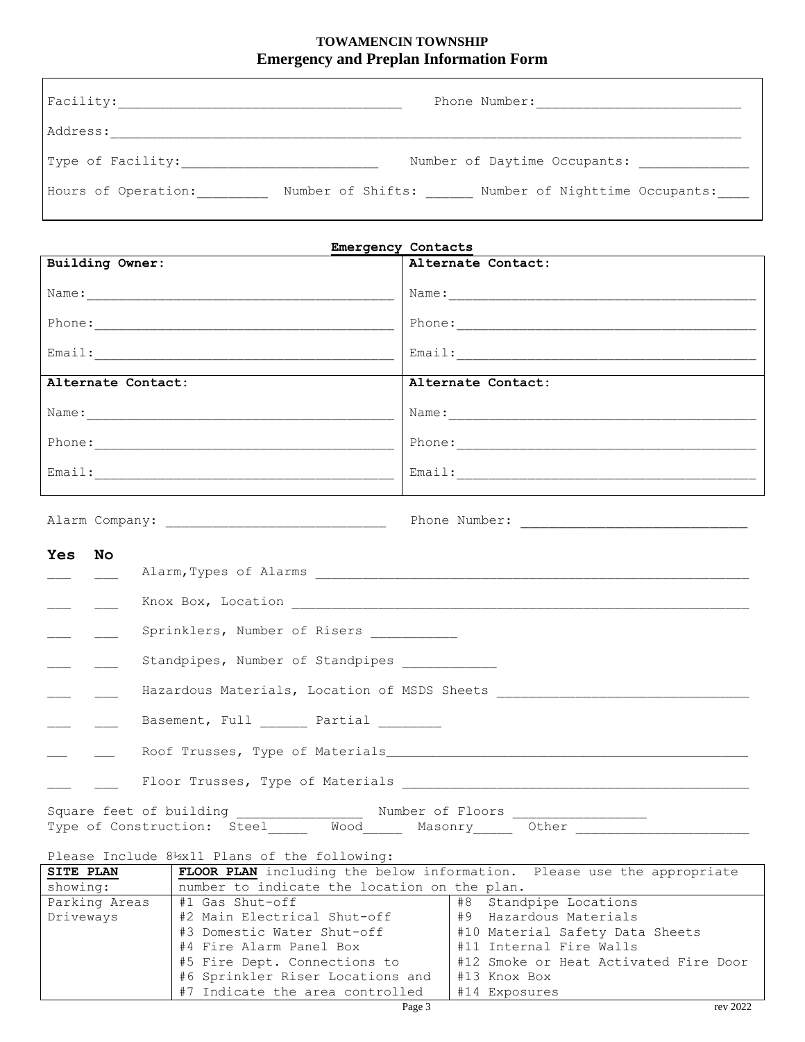**TOWAMENCIN TOWNSHIP**

# Emergency and Preplan Information Form

Facility:___________________________________ Phone Number:__________________________

Address:________________________________________________________________________________

Type of Facility:_________________________ Number of Daytime Occupants: ______________

Hours of Operation:_________ Number of Shifts: ______ Number of Nighttime Occupants:____

**Emergency Contacts**

| **Building Owner:** | **Alternate Contact:** |
|---|---|
| Name:_______________________________________ | Name:_______________________________________ |
| Phone:______________________________________ | Phone:______________________________________ |
| Email:______________________________________ | Email:______________________________________ |
| **Alternate Contact:** | **Alternate Contact:** |
| Name:_______________________________________ | Name:_______________________________________ |
| Phone:______________________________________ | Phone:______________________________________ |
| Email:______________________________________ | Email:______________________________________ |

Alarm Company: ____________________________ Phone Number: _____________________________

| **Yes** | **No** | |
|---|---|---|
| ___ | ___ | Alarm,Types of Alarms _________________________________________________________ |
| ___ | ___ | Knox Box, Location ___________________________________________________________ |
| ___ | ___ | Sprinklers, Number of Risers ___________ |
| ___ | ___ | Standpipes, Number of Standpipes ____________ |
| ___ | ___ | Hazardous Materials, Location of MSDS Sheets ________________________________ |
| ___ | ___ | Basement, Full ______ Partial ________ |
| __ | __ | Roof Trusses, Type of Materials_______________________________________________ |
| ___ | ___ | Floor Trusses, Type of Materials _____________________________________________ |

Square feet of building ________________ Number of Floors _________________

Type of Construction: Steel_____ Wood_____ Masonry_____ Other ______________________

Please Include 8½x11 Plans of the following:

| **SITE PLAN** showing: | **FLOOR PLAN** including the below information. Please use the appropriate number to indicate the location on the plan. | |
|---|---|---|
| Parking Areas<br>Driveways | #1 Gas Shut-off<br>#2 Main Electrical Shut-off<br>#3 Domestic Water Shut-off<br>#4 Fire Alarm Panel Box<br>#5 Fire Dept. Connections to<br>#6 Sprinkler Riser Locations and<br>#7 Indicate the area controlled | #8 Standpipe Locations<br>#9 Hazardous Materials<br>#10 Material Safety Data Sheets<br>#11 Internal Fire Walls<br>#12 Smoke or Heat Activated Fire Door<br>#13 Knox Box<br>#14 Exposures |

rev 2022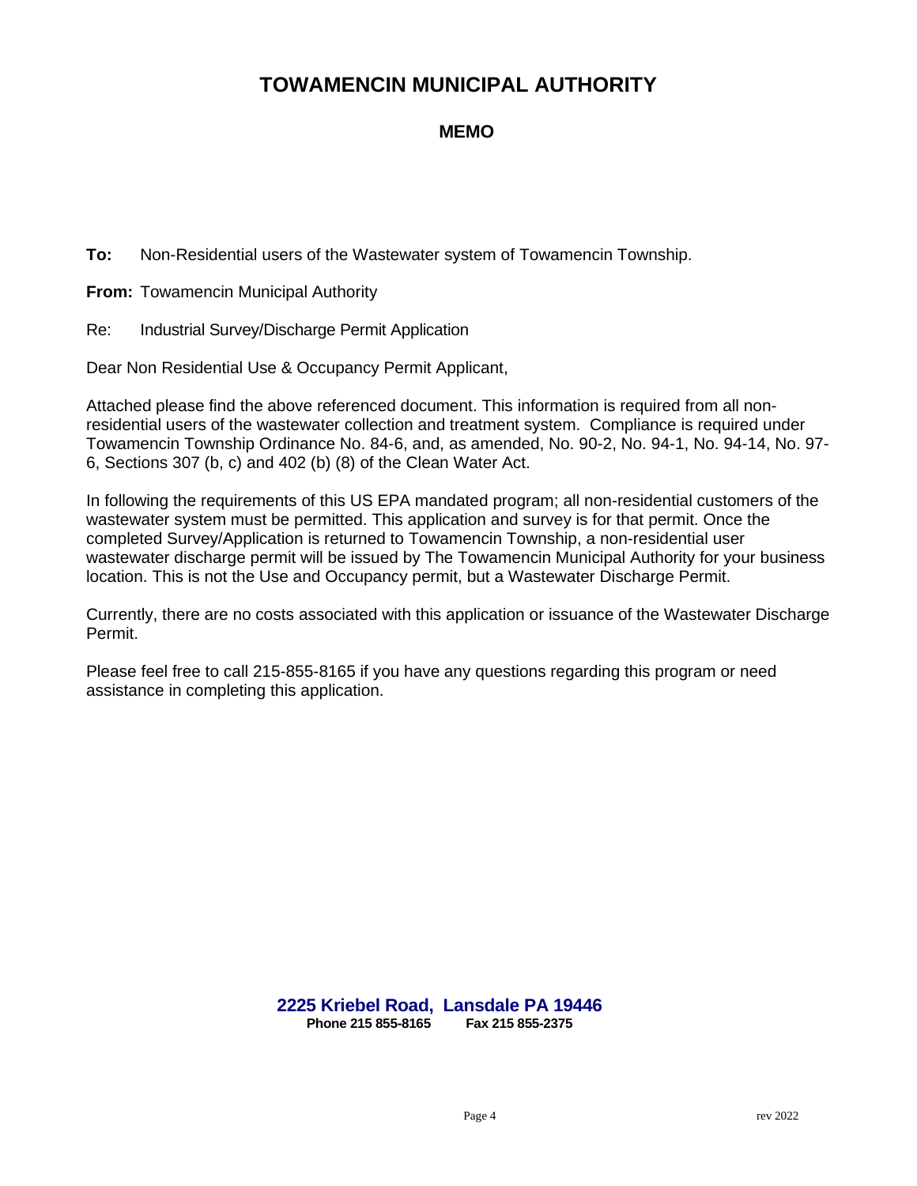# TOWAMENCIN MUNICIPAL AUTHORITY

## MEMO

**To:** Non-Residential users of the Wastewater system of Towamencin Township.

**From:** Towamencin Municipal Authority

Re: Industrial Survey/Discharge Permit Application

Dear Non Residential Use & Occupancy Permit Applicant,

Attached please find the above referenced document. This information is required from all non-residential users of the wastewater collection and treatment system. Compliance is required under Towamencin Township Ordinance No. 84-6, and, as amended, No. 90-2, No. 94-1, No. 94-14, No. 97-6, Sections 307 (b, c) and 402 (b) (8) of the Clean Water Act.

In following the requirements of this US EPA mandated program; all non-residential customers of the wastewater system must be permitted. This application and survey is for that permit. Once the completed Survey/Application is returned to Towamencin Township, a non-residential user wastewater discharge permit will be issued by The Towamencin Municipal Authority for your business location. This is not the Use and Occupancy permit, but a Wastewater Discharge Permit.

Currently, there are no costs associated with this application or issuance of the Wastewater Discharge Permit.

Please feel free to call 215-855-8165 if you have any questions regarding this program or need assistance in completing this application.

**2225 Kriebel Road, Lansdale PA 19446**
**Phone 215 855-8165 Fax 215 855-2375**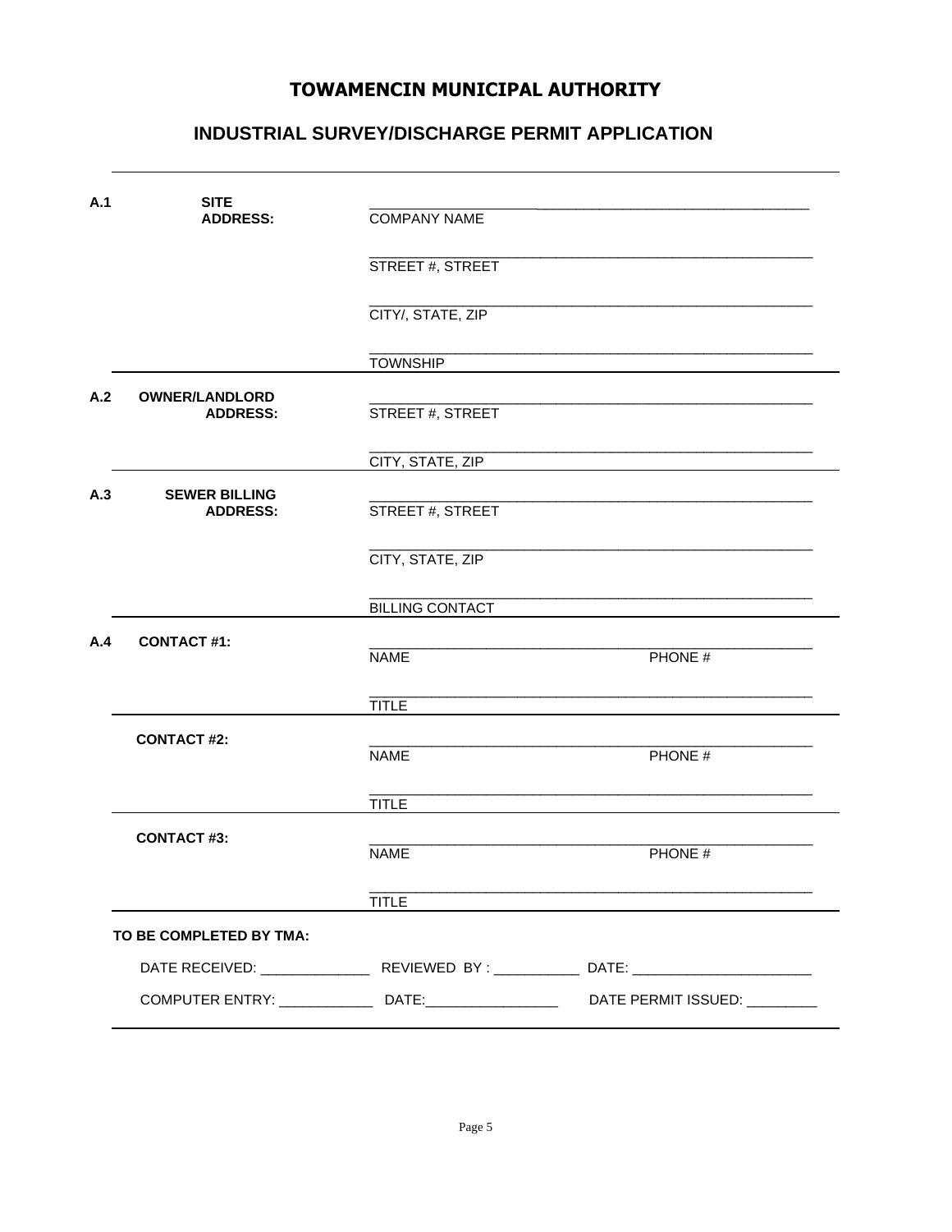# TOWAMENCIN MUNICIPAL AUTHORITY

## INDUSTRIAL SURVEY/DISCHARGE PERMIT APPLICATION

---

**A.1 SITE ADDRESS:**

______________________________________________________
COMPANY NAME

______________________________________________________
STREET #, STREET

______________________________________________________
CITY/, STATE, ZIP

______________________________________________________
TOWNSHIP

---

**A.2 OWNER/LANDLORD ADDRESS:**

______________________________________________________
STREET #, STREET

______________________________________________________
CITY, STATE, ZIP

---

**A.3 SEWER BILLING ADDRESS:**

______________________________________________________
STREET #, STREET

______________________________________________________
CITY, STATE, ZIP

______________________________________________________
BILLING CONTACT

---

**A.4 CONTACT #1:**

______________________________________________________
NAME PHONE #

______________________________________________________
TITLE

---

**CONTACT #2:**

______________________________________________________
NAME PHONE #

______________________________________________________
TITLE

---

**CONTACT #3:**

______________________________________________________
NAME PHONE #

______________________________________________________
TITLE

---

**TO BE COMPLETED BY TMA:**

DATE RECEIVED: ______________ REVIEWED BY : ___________ DATE: ______________________

COMPUTER ENTRY: ____________ DATE:_________________ DATE PERMIT ISSUED: _________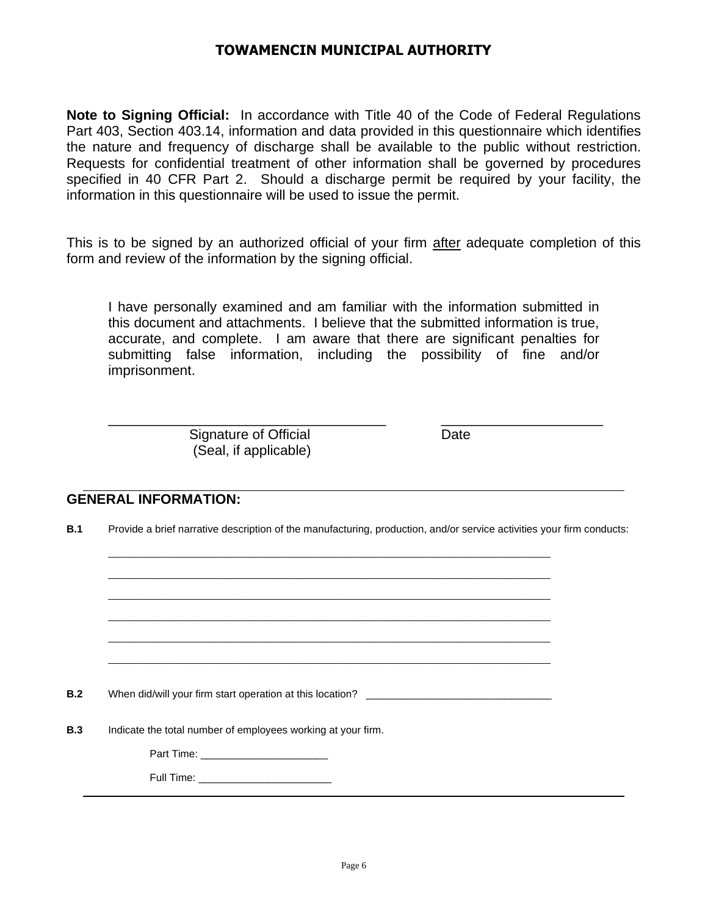# TOWAMENCIN MUNICIPAL AUTHORITY

**Note to Signing Official:** In accordance with Title 40 of the Code of Federal Regulations Part 403, Section 403.14, information and data provided in this questionnaire which identifies the nature and frequency of discharge shall be available to the public without restriction. Requests for confidential treatment of other information shall be governed by procedures specified in 40 CFR Part 2. Should a discharge permit be required by your facility, the information in this questionnaire will be used to issue the permit.

This is to be signed by an authorized official of your firm <u>after</u> adequate completion of this form and review of the information by the signing official.

> I have personally examined and am familiar with the information submitted in this document and attachments. I believe that the submitted information is true, accurate, and complete. I am aware that there are significant penalties for submitting false information, including the possibility of fine and/or imprisonment.

___________________________________ Signature of Official (Seal, if applicable)

____________________ Date

---

## GENERAL INFORMATION:

**B.1** Provide a brief narrative description of the manufacturing, production, and/or service activities your firm conducts:

______________________________________________________________________

______________________________________________________________________

______________________________________________________________________

______________________________________________________________________

______________________________________________________________________

______________________________________________________________________

**B.2** When did/will your firm start operation at this location? _______________________________

**B.3** Indicate the total number of employees working at your firm.

Part Time: ______________________

Full Time: _______________________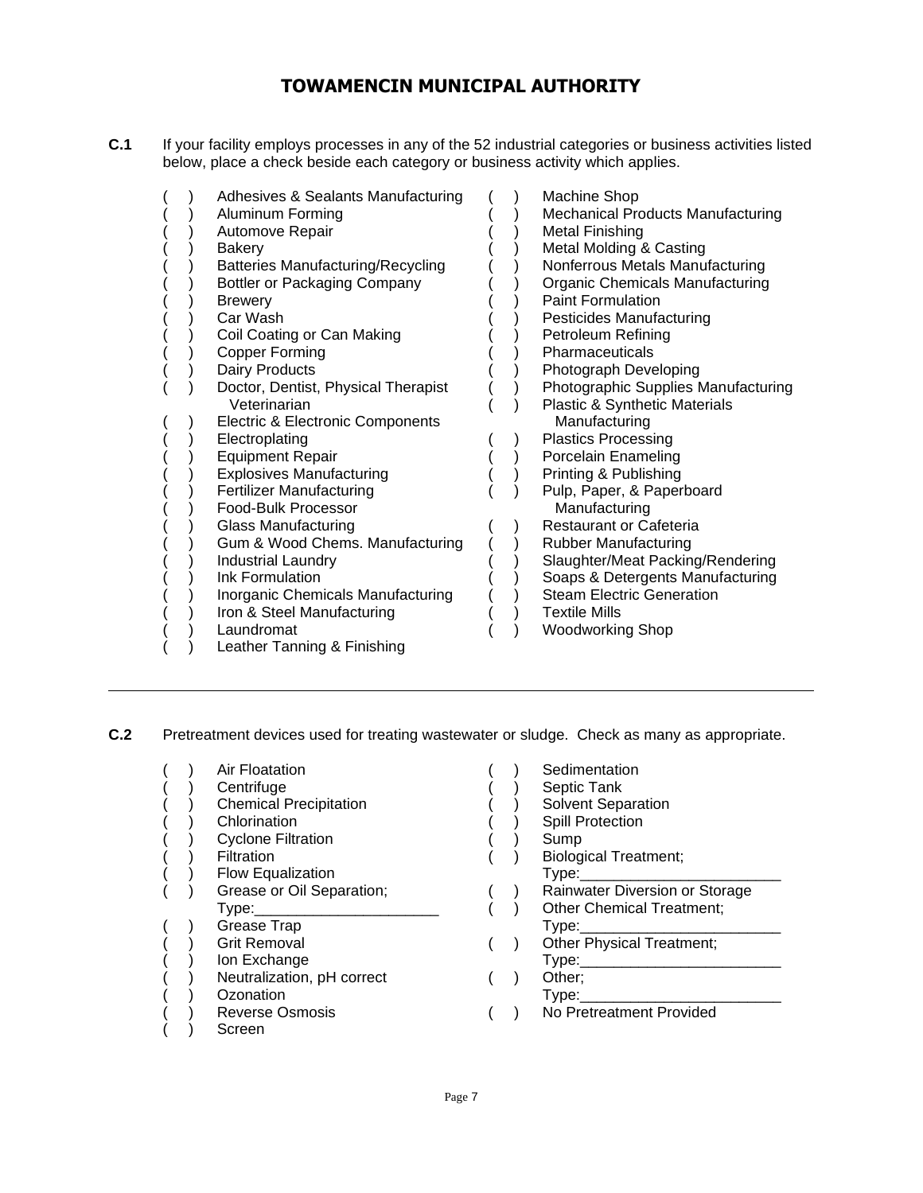# TOWAMENCIN MUNICIPAL AUTHORITY

**C.1** If your facility employs processes in any of the 52 industrial categories or business activities listed below, place a check beside each category or business activity which applies.

- ( ) Adhesives & Sealants Manufacturing
- ( ) Aluminum Forming
- ( ) Automove Repair
- ( ) Bakery
- ( ) Batteries Manufacturing/Recycling
- ( ) Bottler or Packaging Company
- ( ) Brewery
- ( ) Car Wash
- ( ) Coil Coating or Can Making
- ( ) Copper Forming
- ( ) Dairy Products
- ( ) Doctor, Dentist, Physical Therapist Veterinarian
- ( ) Electric & Electronic Components
- ( ) Electroplating
- ( ) Equipment Repair
- ( ) Explosives Manufacturing
- ( ) Fertilizer Manufacturing
- ( ) Food-Bulk Processor
- ( ) Glass Manufacturing
- ( ) Gum & Wood Chems. Manufacturing
- ( ) Industrial Laundry
- ( ) Ink Formulation
- ( ) Inorganic Chemicals Manufacturing
- ( ) Iron & Steel Manufacturing
- ( ) Laundromat
- ( ) Leather Tanning & Finishing
- ( ) Machine Shop
- ( ) Mechanical Products Manufacturing
- ( ) Metal Finishing
- ( ) Metal Molding & Casting
- ( ) Nonferrous Metals Manufacturing
- ( ) Organic Chemicals Manufacturing
- ( ) Paint Formulation
- ( ) Pesticides Manufacturing
- ( ) Petroleum Refining
- ( ) Pharmaceuticals
- ( ) Photograph Developing
- ( ) Photographic Supplies Manufacturing
- ( ) Plastic & Synthetic Materials Manufacturing
- ( ) Plastics Processing
- ( ) Porcelain Enameling
- ( ) Printing & Publishing
- ( ) Pulp, Paper, & Paperboard Manufacturing
- ( ) Restaurant or Cafeteria
- ( ) Rubber Manufacturing
- ( ) Slaughter/Meat Packing/Rendering
- ( ) Soaps & Detergents Manufacturing
- ( ) Steam Electric Generation
- ( ) Textile Mills
- ( ) Woodworking Shop

---

**C.2** Pretreatment devices used for treating wastewater or sludge. Check as many as appropriate.

- ( ) Air Floatation
- ( ) Centrifuge
- ( ) Chemical Precipitation
- ( ) Chlorination
- ( ) Cyclone Filtration
- ( ) Filtration
- ( ) Flow Equalization
- ( ) Grease or Oil Separation; Type:______________________
- ( ) Grease Trap
- ( ) Grit Removal
- ( ) Ion Exchange
- ( ) Neutralization, pH correct
- ( ) Ozonation
- ( ) Reverse Osmosis
- ( ) Screen
- ( ) Sedimentation
- ( ) Septic Tank
- ( ) Solvent Separation
- ( ) Spill Protection
- ( ) Sump
- ( ) Biological Treatment; Type:________________________
- ( ) Rainwater Diversion or Storage
- ( ) Other Chemical Treatment; Type:________________________
- ( ) Other Physical Treatment; Type:________________________
- ( ) Other; Type:________________________
- ( ) No Pretreatment Provided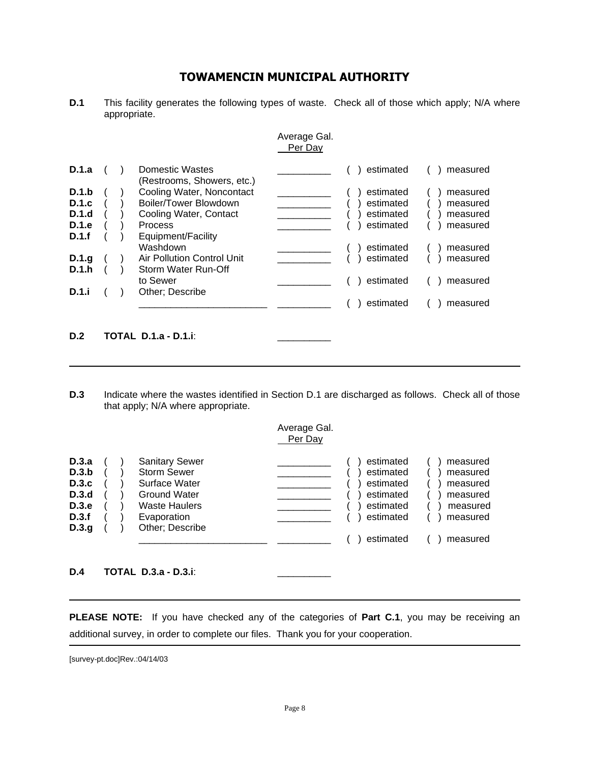# TOWAMENCIN MUNICIPAL AUTHORITY

**D.1** This facility generates the following types of waste. Check all of those which apply; N/A where appropriate.

| | | | Average Gal. Per Day | | |
|---|---|---|---|---|---|
| **D.1.a** | ( ) | Domestic Wastes (Restrooms, Showers, etc.) | __________ | ( ) estimated | ( ) measured |
| **D.1.b** | ( ) | Cooling Water, Noncontact | __________ | ( ) estimated | ( ) measured |
| **D.1.c** | ( ) | Boiler/Tower Blowdown | __________ | ( ) estimated | ( ) measured |
| **D.1.d** | ( ) | Cooling Water, Contact | __________ | ( ) estimated | ( ) measured |
| **D.1.e** | ( ) | Process | __________ | ( ) estimated | ( ) measured |
| **D.1.f** | ( ) | Equipment/Facility Washdown | __________ | ( ) estimated | ( ) measured |
| **D.1.g** | ( ) | Air Pollution Control Unit | __________ | ( ) estimated | ( ) measured |
| **D.1.h** | ( ) | Storm Water Run-Off to Sewer | __________ | ( ) estimated | ( ) measured |
| **D.1.i** | ( ) | Other; Describe ________________________ | __________ | ( ) estimated | ( ) measured |

**D.2** **TOTAL D.1.a - D.1.i**: __________

---

**D.3** Indicate where the wastes identified in Section D.1 are discharged as follows. Check all of those that apply; N/A where appropriate.

| | | | Average Gal. Per Day | | |
|---|---|---|---|---|---|
| **D.3.a** | ( ) | Sanitary Sewer | __________ | ( ) estimated | ( ) measured |
| **D.3.b** | ( ) | Storm Sewer | __________ | ( ) estimated | ( ) measured |
| **D.3.c** | ( ) | Surface Water | __________ | ( ) estimated | ( ) measured |
| **D.3.d** | ( ) | Ground Water | __________ | ( ) estimated | ( ) measured |
| **D.3.e** | ( ) | Waste Haulers | __________ | ( ) estimated | ( ) measured |
| **D.3.f** | ( ) | Evaporation | __________ | ( ) estimated | ( ) measured |
| **D.3.g** | ( ) | Other; Describe ________________________ | __________ | ( ) estimated | ( ) measured |

**D.4** **TOTAL D.3.a - D.3.i**: __________

---

**PLEASE NOTE:** If you have checked any of the categories of **Part C.1**, you may be receiving an additional survey, in order to complete our files. Thank you for your cooperation.

---

[survey-pt.doc]Rev.:04/14/03